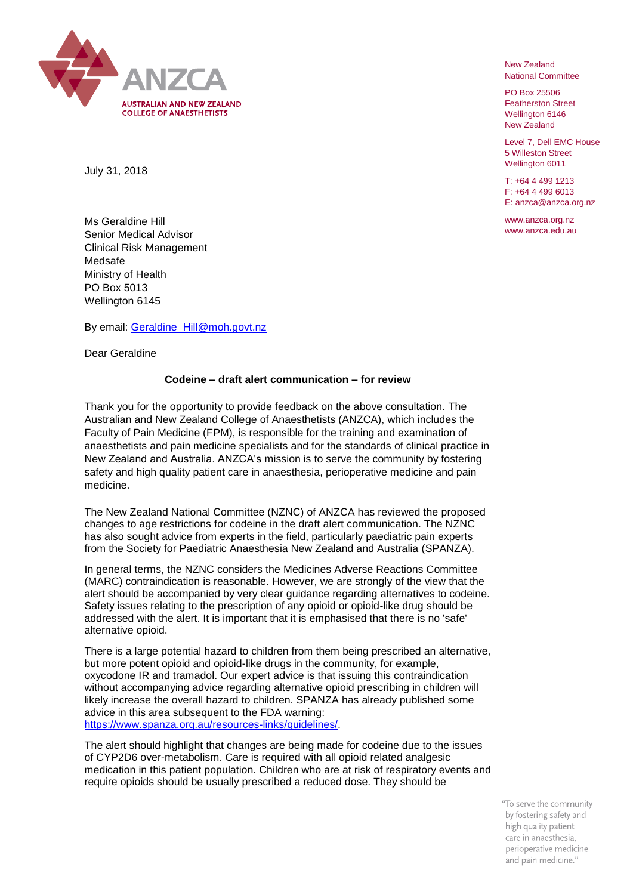New Zealand
National Committee

PO Box 25506
Featherston Street
Wellington 6146
New Zealand

Level 7, Dell EMC House
5 Willeston Street
Wellington 6011

T: +64 4 499 1213
F: +64 4 499 6013
E: anzca@anzca.org.nz

www.anzca.org.nz
www.anzca.edu.au

July 31, 2018

Ms Geraldine Hill
Senior Medical Advisor
Clinical Risk Management
Medsafe
Ministry of Health
PO Box 5013
Wellington 6145

By email: Geraldine_Hill@moh.govt.nz

Dear Geraldine

**Codeine – draft alert communication – for review**

Thank you for the opportunity to provide feedback on the above consultation. The Australian and New Zealand College of Anaesthetists (ANZCA), which includes the Faculty of Pain Medicine (FPM), is responsible for the training and examination of anaesthetists and pain medicine specialists and for the standards of clinical practice in New Zealand and Australia. ANZCA's mission is to serve the community by fostering safety and high quality patient care in anaesthesia, perioperative medicine and pain medicine.

The New Zealand National Committee (NZNC) of ANZCA has reviewed the proposed changes to age restrictions for codeine in the draft alert communication. The NZNC has also sought advice from experts in the field, particularly paediatric pain experts from the Society for Paediatric Anaesthesia New Zealand and Australia (SPANZA).

In general terms, the NZNC considers the Medicines Adverse Reactions Committee (MARC) contraindication is reasonable. However, we are strongly of the view that the alert should be accompanied by very clear guidance regarding alternatives to codeine. Safety issues relating to the prescription of any opioid or opioid-like drug should be addressed with the alert. It is important that it is emphasised that there is no 'safe' alternative opioid.

There is a large potential hazard to children from them being prescribed an alternative, but more potent opioid and opioid-like drugs in the community, for example, oxycodone IR and tramadol. Our expert advice is that issuing this contraindication without accompanying advice regarding alternative opioid prescribing in children will likely increase the overall hazard to children. SPANZA has already published some advice in this area subsequent to the FDA warning: https://www.spanza.org.au/resources-links/guidelines/.

The alert should highlight that changes are being made for codeine due to the issues of CYP2D6 over-metabolism. Care is required with all opioid related analgesic medication in this patient population. Children who are at risk of respiratory events and require opioids should be usually prescribed a reduced dose. They should be

"To serve the community by fostering safety and high quality patient care in anaesthesia, perioperative medicine and pain medicine."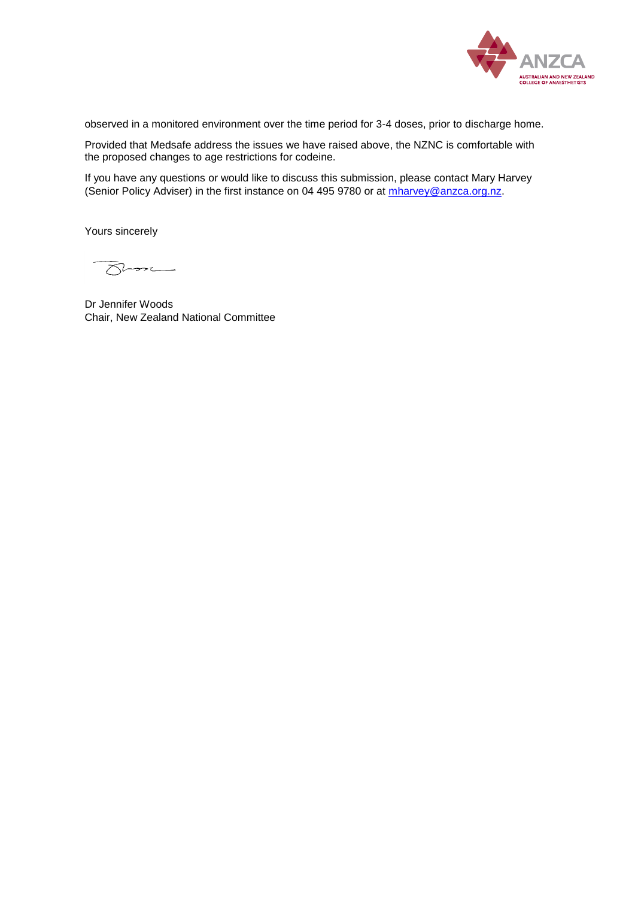observed in a monitored environment over the time period for 3-4 doses, prior to discharge home.

Provided that Medsafe address the issues we have raised above, the NZNC is comfortable with the proposed changes to age restrictions for codeine.

If you have any questions or would like to discuss this submission, please contact Mary Harvey (Senior Policy Adviser) in the first instance on 04 495 9780 or at mharvey@anzca.org.nz.

Yours sincerely

Dr Jennifer Woods
Chair, New Zealand National Committee